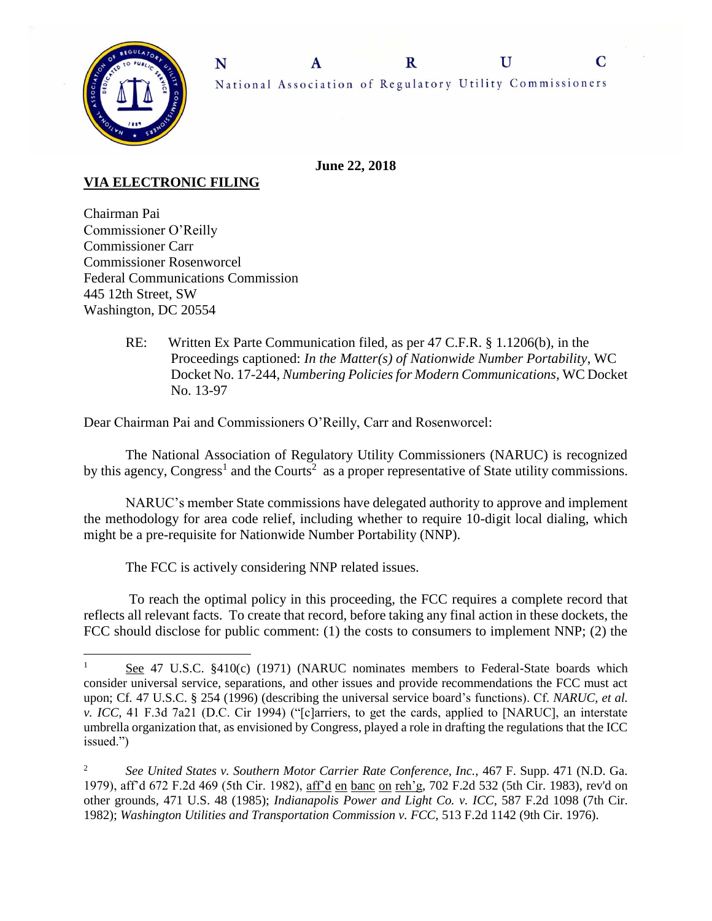**N A R U C**

National Association of Regulatory Utility Commissioners

**June 22, 2018**

**VIA ELECTRONIC FILING**

Chairman Pai
Commissioner O'Reilly
Commissioner Carr
Commissioner Rosenworcel
Federal Communications Commission
445 12th Street, SW
Washington, DC 20554

RE: Written Ex Parte Communication filed, as per 47 C.F.R. § 1.1206(b), in the Proceedings captioned: *In the Matter(s) of Nationwide Number Portability*, WC Docket No. 17-244, *Numbering Policies for Modern Communications*, WC Docket No. 13-97

Dear Chairman Pai and Commissioners O'Reilly, Carr and Rosenworcel:

The National Association of Regulatory Utility Commissioners (NARUC) is recognized by this agency, Congress[1] and the Courts[2] as a proper representative of State utility commissions.

NARUC's member State commissions have delegated authority to approve and implement the methodology for area code relief, including whether to require 10-digit local dialing, which might be a pre-requisite for Nationwide Number Portability (NNP).

The FCC is actively considering NNP related issues.

To reach the optimal policy in this proceeding, the FCC requires a complete record that reflects all relevant facts. To create that record, before taking any final action in these dockets, the FCC should disclose for public comment: (1) the costs to consumers to implement NNP; (2) the

---

[1] See 47 U.S.C. §410(c) (1971) (NARUC nominates members to Federal-State boards which consider universal service, separations, and other issues and provide recommendations the FCC must act upon; Cf. 47 U.S.C. § 254 (1996) (describing the universal service board's functions). Cf. *NARUC, et al. v. ICC*, 41 F.3d 7a21 (D.C. Cir 1994) ("[c]arriers, to get the cards, applied to [NARUC], an interstate umbrella organization that, as envisioned by Congress, played a role in drafting the regulations that the ICC issued.")

[2] *See United States v. Southern Motor Carrier Rate Conference, Inc.*, 467 F. Supp. 471 (N.D. Ga. 1979), aff'd 672 F.2d 469 (5th Cir. 1982), aff'd en banc on reh'g, 702 F.2d 532 (5th Cir. 1983), rev'd on other grounds, 471 U.S. 48 (1985); *Indianapolis Power and Light Co. v. ICC*, 587 F.2d 1098 (7th Cir. 1982); *Washington Utilities and Transportation Commission v. FCC*, 513 F.2d 1142 (9th Cir. 1976).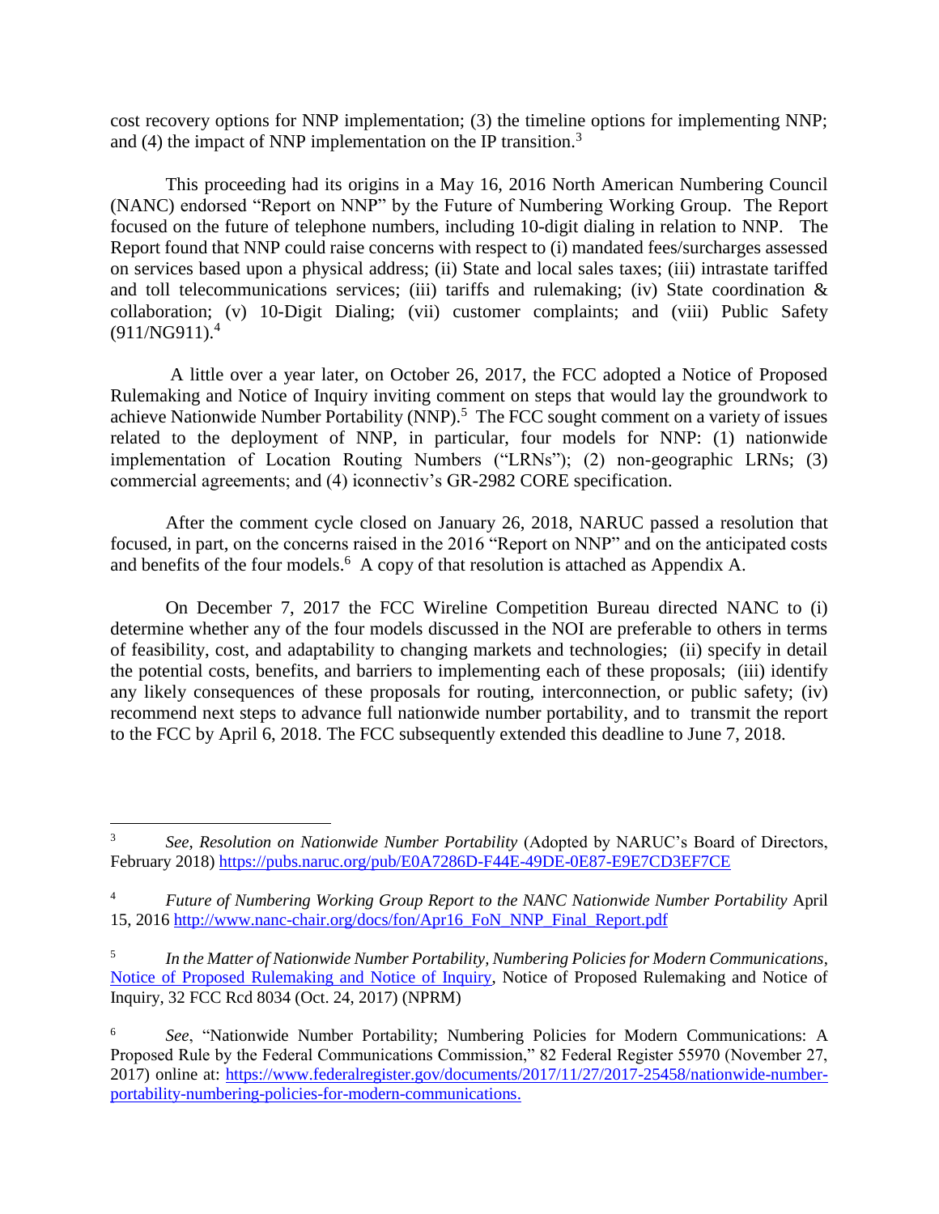cost recovery options for NNP implementation; (3) the timeline options for implementing NNP; and (4) the impact of NNP implementation on the IP transition.[3]

This proceeding had its origins in a May 16, 2016 North American Numbering Council (NANC) endorsed "Report on NNP" by the Future of Numbering Working Group. The Report focused on the future of telephone numbers, including 10-digit dialing in relation to NNP. The Report found that NNP could raise concerns with respect to (i) mandated fees/surcharges assessed on services based upon a physical address; (ii) State and local sales taxes; (iii) intrastate tariffed and toll telecommunications services; (iii) tariffs and rulemaking; (iv) State coordination & collaboration; (v) 10-Digit Dialing; (vii) customer complaints; and (viii) Public Safety (911/NG911).[4]

A little over a year later, on October 26, 2017, the FCC adopted a Notice of Proposed Rulemaking and Notice of Inquiry inviting comment on steps that would lay the groundwork to achieve Nationwide Number Portability (NNP).[5] The FCC sought comment on a variety of issues related to the deployment of NNP, in particular, four models for NNP: (1) nationwide implementation of Location Routing Numbers ("LRNs"); (2) non-geographic LRNs; (3) commercial agreements; and (4) iconnectiv's GR-2982 CORE specification.

After the comment cycle closed on January 26, 2018, NARUC passed a resolution that focused, in part, on the concerns raised in the 2016 "Report on NNP" and on the anticipated costs and benefits of the four models.[6] A copy of that resolution is attached as Appendix A.

On December 7, 2017 the FCC Wireline Competition Bureau directed NANC to (i) determine whether any of the four models discussed in the NOI are preferable to others in terms of feasibility, cost, and adaptability to changing markets and technologies; (ii) specify in detail the potential costs, benefits, and barriers to implementing each of these proposals; (iii) identify any likely consequences of these proposals for routing, interconnection, or public safety; (iv) recommend next steps to advance full nationwide number portability, and to transmit the report to the FCC by April 6, 2018. The FCC subsequently extended this deadline to June 7, 2018.

---

[3] *See*, *Resolution on Nationwide Number Portability* (Adopted by NARUC's Board of Directors, February 2018) https://pubs.naruc.org/pub/E0A7286D-F44E-49DE-0E87-E9E7CD3EF7CE

[4] *Future of Numbering Working Group Report to the NANC Nationwide Number Portability* April 15, 2016 http://www.nanc-chair.org/docs/fon/Apr16_FoN_NNP_Final_Report.pdf

[5] *In the Matter of Nationwide Number Portability, Numbering Policies for Modern Communications*, Notice of Proposed Rulemaking and Notice of Inquiry, Notice of Proposed Rulemaking and Notice of Inquiry, 32 FCC Rcd 8034 (Oct. 24, 2017) (NPRM)

[6] *See*, "Nationwide Number Portability; Numbering Policies for Modern Communications: A Proposed Rule by the Federal Communications Commission," 82 Federal Register 55970 (November 27, 2017) online at: https://www.federalregister.gov/documents/2017/11/27/2017-25458/nationwide-number-portability-numbering-policies-for-modern-communications.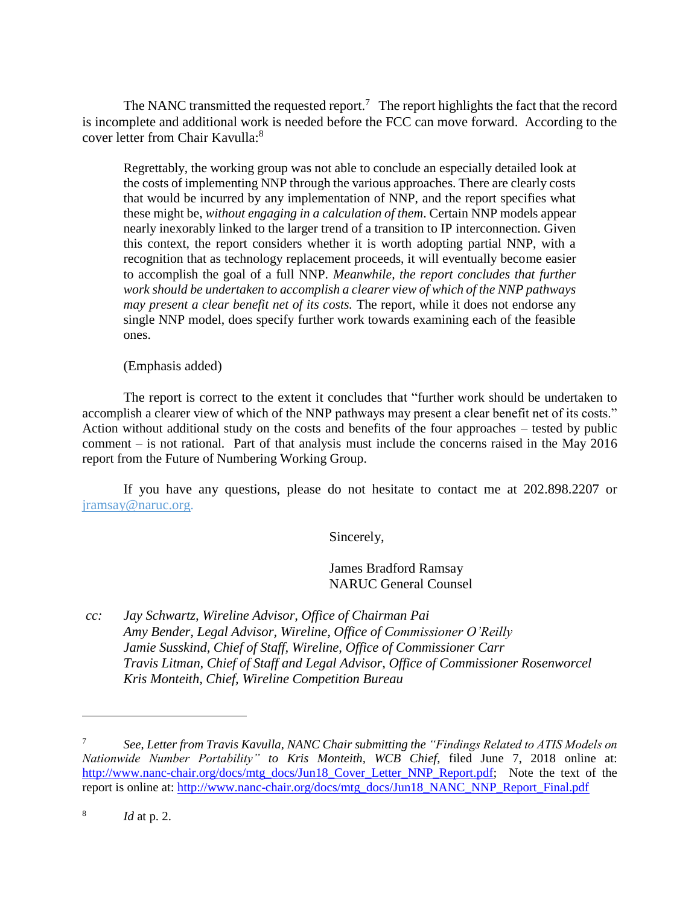The NANC transmitted the requested report.[7] The report highlights the fact that the record is incomplete and additional work is needed before the FCC can move forward. According to the cover letter from Chair Kavulla:[8]

> Regrettably, the working group was not able to conclude an especially detailed look at the costs of implementing NNP through the various approaches. There are clearly costs that would be incurred by any implementation of NNP, and the report specifies what these might be, *without engaging in a calculation of them*. Certain NNP models appear nearly inexorably linked to the larger trend of a transition to IP interconnection. Given this context, the report considers whether it is worth adopting partial NNP, with a recognition that as technology replacement proceeds, it will eventually become easier to accomplish the goal of a full NNP. *Meanwhile, the report concludes that further work should be undertaken to accomplish a clearer view of which of the NNP pathways may present a clear benefit net of its costs.* The report, while it does not endorse any single NNP model, does specify further work towards examining each of the feasible ones.
>
> (Emphasis added)

The report is correct to the extent it concludes that "further work should be undertaken to accomplish a clearer view of which of the NNP pathways may present a clear benefit net of its costs." Action without additional study on the costs and benefits of the four approaches – tested by public comment – is not rational. Part of that analysis must include the concerns raised in the May 2016 report from the Future of Numbering Working Group.

If you have any questions, please do not hesitate to contact me at 202.898.2207 or jramsay@naruc.org.

Sincerely,

James Bradford Ramsay
NARUC General Counsel

*cc: Jay Schwartz, Wireline Advisor, Office of Chairman Pai*
*Amy Bender, Legal Advisor, Wireline, Office of Commissioner O'Reilly*
*Jamie Susskind, Chief of Staff, Wireline, Office of Commissioner Carr*
*Travis Litman, Chief of Staff and Legal Advisor, Office of Commissioner Rosenworcel*
*Kris Monteith, Chief, Wireline Competition Bureau*

---

[7] *See, Letter from Travis Kavulla, NANC Chair submitting the "Findings Related to ATIS Models on Nationwide Number Portability" to Kris Monteith, WCB Chief*, filed June 7, 2018 online at: http://www.nanc-chair.org/docs/mtg_docs/Jun18_Cover_Letter_NNP_Report.pdf; Note the text of the report is online at: http://www.nanc-chair.org/docs/mtg_docs/Jun18_NANC_NNP_Report_Final.pdf

[8] *Id* at p. 2.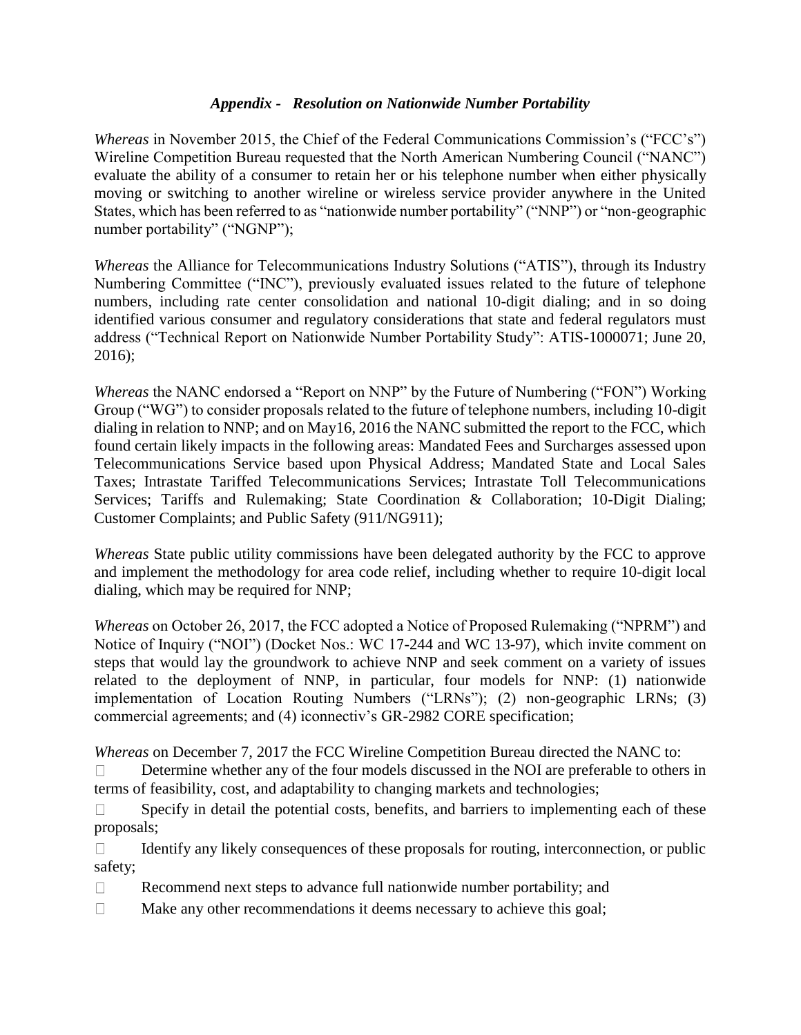### *Appendix - Resolution on Nationwide Number Portability*

*Whereas* in November 2015, the Chief of the Federal Communications Commission's ("FCC's") Wireline Competition Bureau requested that the North American Numbering Council ("NANC") evaluate the ability of a consumer to retain her or his telephone number when either physically moving or switching to another wireline or wireless service provider anywhere in the United States, which has been referred to as "nationwide number portability" ("NNP") or "non-geographic number portability" ("NGNP");

*Whereas* the Alliance for Telecommunications Industry Solutions ("ATIS"), through its Industry Numbering Committee ("INC"), previously evaluated issues related to the future of telephone numbers, including rate center consolidation and national 10-digit dialing; and in so doing identified various consumer and regulatory considerations that state and federal regulators must address ("Technical Report on Nationwide Number Portability Study": ATIS-1000071; June 20, 2016);

*Whereas* the NANC endorsed a "Report on NNP" by the Future of Numbering ("FON") Working Group ("WG") to consider proposals related to the future of telephone numbers, including 10-digit dialing in relation to NNP; and on May16, 2016 the NANC submitted the report to the FCC, which found certain likely impacts in the following areas: Mandated Fees and Surcharges assessed upon Telecommunications Service based upon Physical Address; Mandated State and Local Sales Taxes; Intrastate Tariffed Telecommunications Services; Intrastate Toll Telecommunications Services; Tariffs and Rulemaking; State Coordination & Collaboration; 10-Digit Dialing; Customer Complaints; and Public Safety (911/NG911);

*Whereas* State public utility commissions have been delegated authority by the FCC to approve and implement the methodology for area code relief, including whether to require 10-digit local dialing, which may be required for NNP;

*Whereas* on October 26, 2017, the FCC adopted a Notice of Proposed Rulemaking ("NPRM") and Notice of Inquiry ("NOI") (Docket Nos.: WC 17-244 and WC 13-97), which invite comment on steps that would lay the groundwork to achieve NNP and seek comment on a variety of issues related to the deployment of NNP, in particular, four models for NNP: (1) nationwide implementation of Location Routing Numbers ("LRNs"); (2) non-geographic LRNs; (3) commercial agreements; and (4) iconnectiv's GR-2982 CORE specification;

*Whereas* on December 7, 2017 the FCC Wireline Competition Bureau directed the NANC to:

- Determine whether any of the four models discussed in the NOI are preferable to others in terms of feasibility, cost, and adaptability to changing markets and technologies;
- Specify in detail the potential costs, benefits, and barriers to implementing each of these proposals;
- Identify any likely consequences of these proposals for routing, interconnection, or public safety;
- Recommend next steps to advance full nationwide number portability; and
- Make any other recommendations it deems necessary to achieve this goal;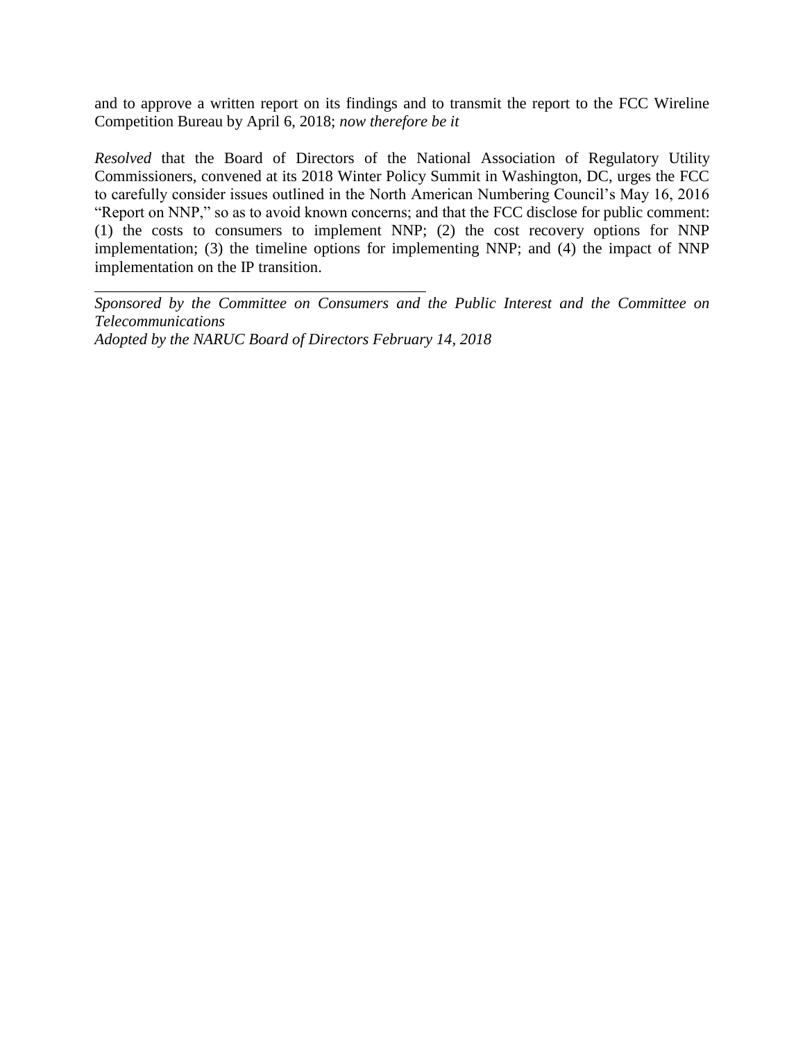and to approve a written report on its findings and to transmit the report to the FCC Wireline Competition Bureau by April 6, 2018; *now therefore be it*

*Resolved* that the Board of Directors of the National Association of Regulatory Utility Commissioners, convened at its 2018 Winter Policy Summit in Washington, DC, urges the FCC to carefully consider issues outlined in the North American Numbering Council's May 16, 2016 "Report on NNP," so as to avoid known concerns; and that the FCC disclose for public comment: (1) the costs to consumers to implement NNP; (2) the cost recovery options for NNP implementation; (3) the timeline options for implementing NNP; and (4) the impact of NNP implementation on the IP transition.

---

*Sponsored by the Committee on Consumers and the Public Interest and the Committee on Telecommunications*
*Adopted by the NARUC Board of Directors February 14, 2018*